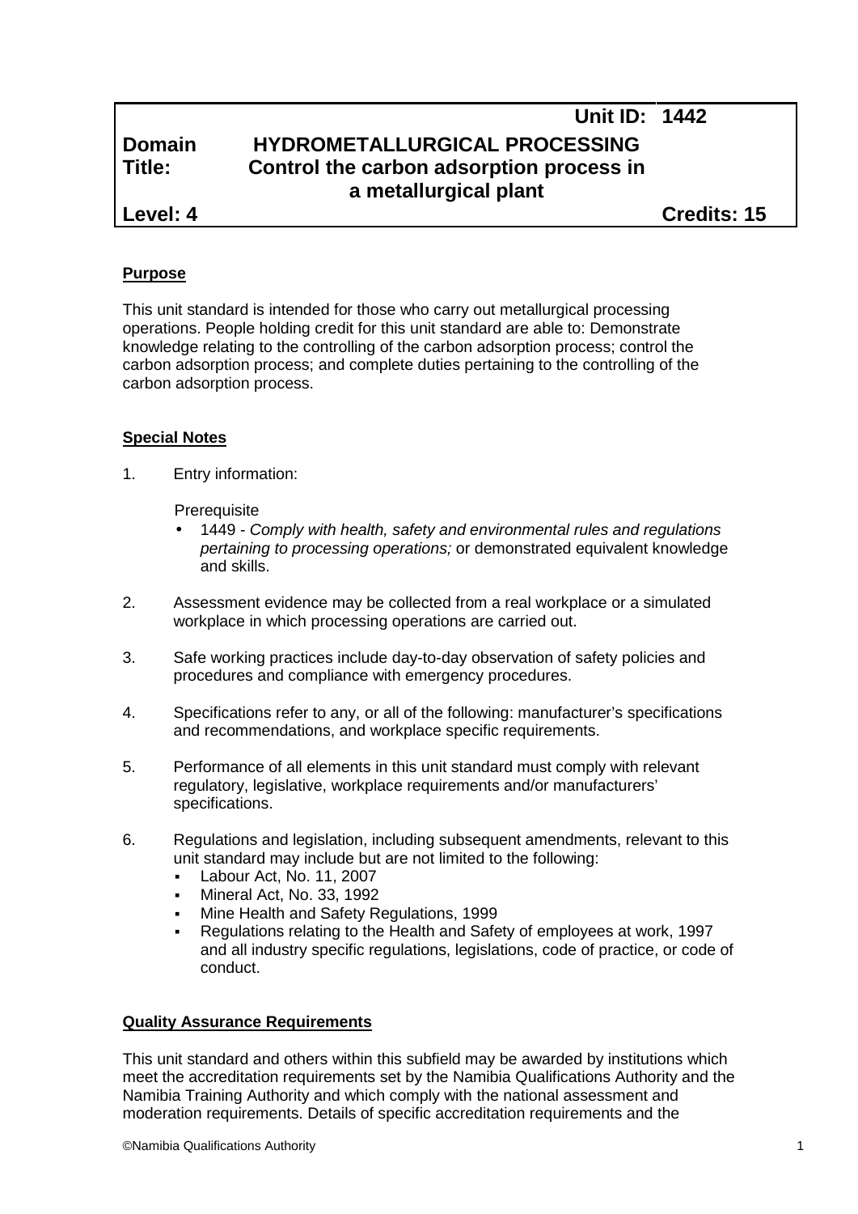| | Unit ID: | 1442 |
|---|---|---|
| **Domain** | **HYDROMETALLURGICAL PROCESSING** | |
| **Title:** | **Control the carbon adsorption process in a metallurgical plant** | |
| **Level: 4** | | **Credits: 15** |

## Purpose

This unit standard is intended for those who carry out metallurgical processing operations. People holding credit for this unit standard are able to: Demonstrate knowledge relating to the controlling of the carbon adsorption process; control the carbon adsorption process; and complete duties pertaining to the controlling of the carbon adsorption process.

## Special Notes

1. Entry information:

   Prerequisite
   - 1449 - *Comply with health, safety and environmental rules and regulations pertaining to processing operations;* or demonstrated equivalent knowledge and skills.

2. Assessment evidence may be collected from a real workplace or a simulated workplace in which processing operations are carried out.

3. Safe working practices include day-to-day observation of safety policies and procedures and compliance with emergency procedures.

4. Specifications refer to any, or all of the following: manufacturer's specifications and recommendations, and workplace specific requirements.

5. Performance of all elements in this unit standard must comply with relevant regulatory, legislative, workplace requirements and/or manufacturers' specifications.

6. Regulations and legislation, including subsequent amendments, relevant to this unit standard may include but are not limited to the following:
   - Labour Act, No. 11, 2007
   - Mineral Act, No. 33, 1992
   - Mine Health and Safety Regulations, 1999
   - Regulations relating to the Health and Safety of employees at work, 1997 and all industry specific regulations, legislations, code of practice, or code of conduct.

## Quality Assurance Requirements

This unit standard and others within this subfield may be awarded by institutions which meet the accreditation requirements set by the Namibia Qualifications Authority and the Namibia Training Authority and which comply with the national assessment and moderation requirements. Details of specific accreditation requirements and the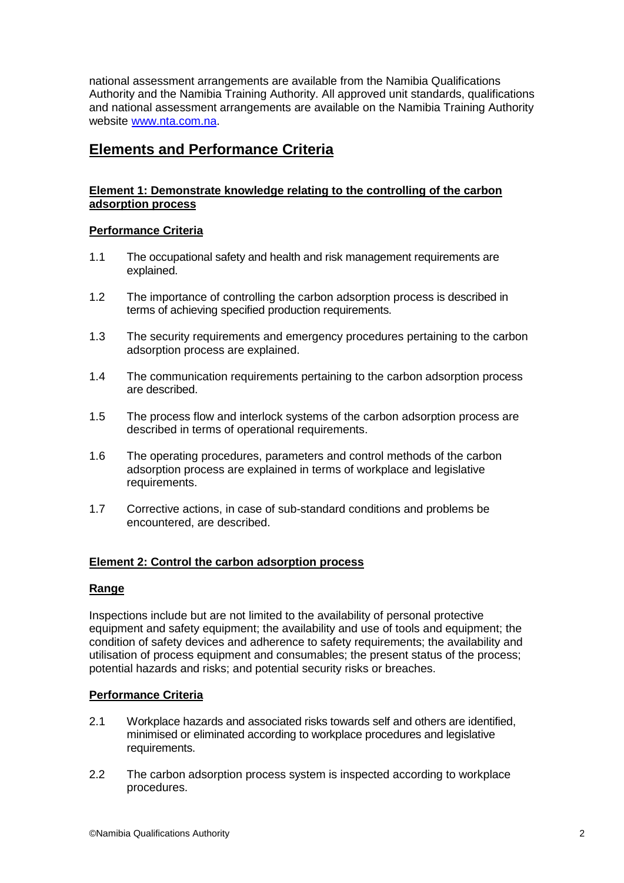national assessment arrangements are available from the Namibia Qualifications Authority and the Namibia Training Authority. All approved unit standards, qualifications and national assessment arrangements are available on the Namibia Training Authority website [www.nta.com.na](http://www.nta.com.na).

## Elements and Performance Criteria

### Element 1: Demonstrate knowledge relating to the controlling of the carbon adsorption process

#### Performance Criteria

1.1 The occupational safety and health and risk management requirements are explained.

1.2 The importance of controlling the carbon adsorption process is described in terms of achieving specified production requirements.

1.3 The security requirements and emergency procedures pertaining to the carbon adsorption process are explained.

1.4 The communication requirements pertaining to the carbon adsorption process are described.

1.5 The process flow and interlock systems of the carbon adsorption process are described in terms of operational requirements.

1.6 The operating procedures, parameters and control methods of the carbon adsorption process are explained in terms of workplace and legislative requirements.

1.7 Corrective actions, in case of sub-standard conditions and problems be encountered, are described.

### Element 2: Control the carbon adsorption process

#### Range

Inspections include but are not limited to the availability of personal protective equipment and safety equipment; the availability and use of tools and equipment; the condition of safety devices and adherence to safety requirements; the availability and utilisation of process equipment and consumables; the present status of the process; potential hazards and risks; and potential security risks or breaches.

#### Performance Criteria

2.1 Workplace hazards and associated risks towards self and others are identified, minimised or eliminated according to workplace procedures and legislative requirements.

2.2 The carbon adsorption process system is inspected according to workplace procedures.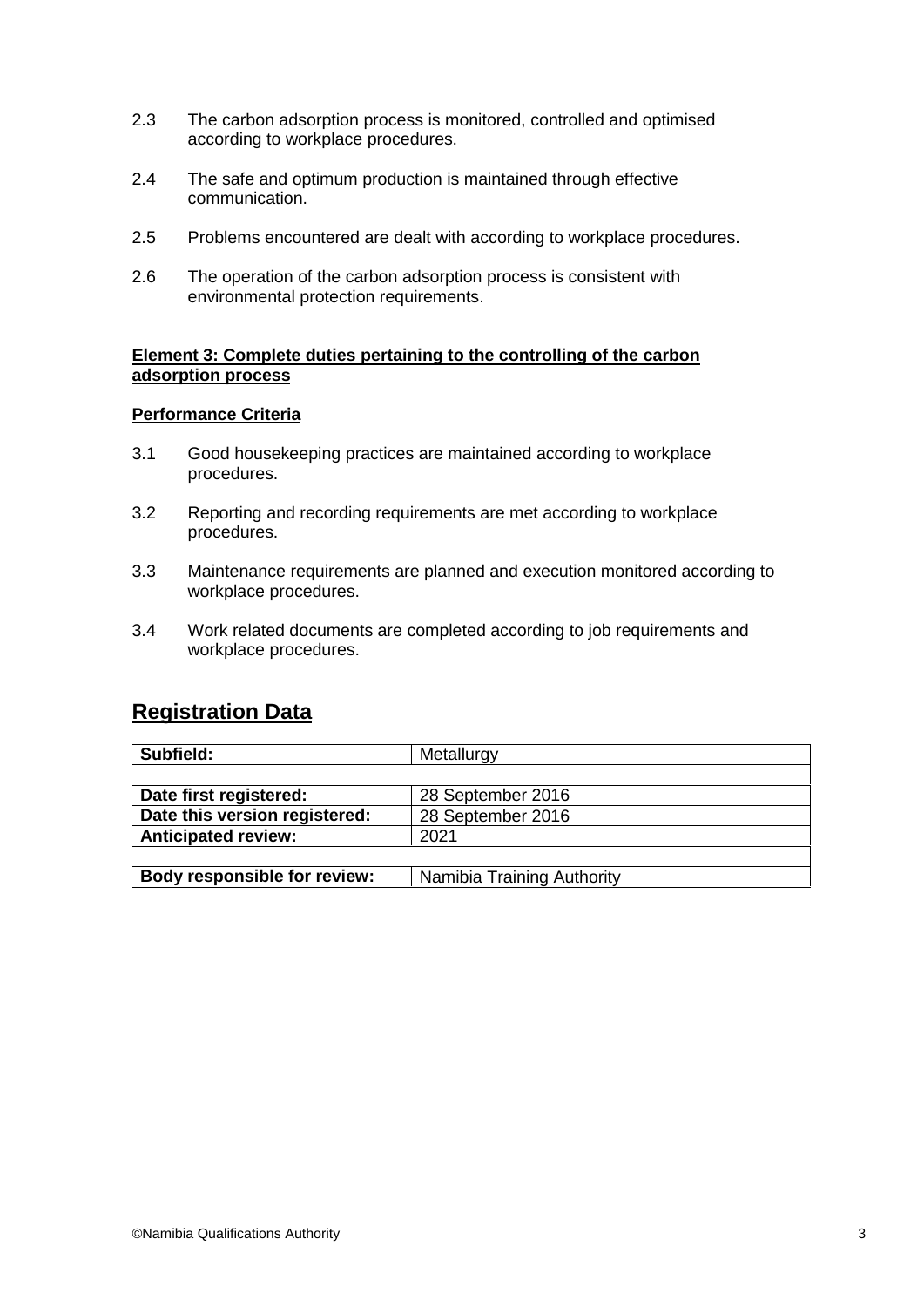2.3 The carbon adsorption process is monitored, controlled and optimised according to workplace procedures.

2.4 The safe and optimum production is maintained through effective communication.

2.5 Problems encountered are dealt with according to workplace procedures.

2.6 The operation of the carbon adsorption process is consistent with environmental protection requirements.

**Element 3: Complete duties pertaining to the controlling of the carbon adsorption process**

**Performance Criteria**

3.1 Good housekeeping practices are maintained according to workplace procedures.

3.2 Reporting and recording requirements are met according to workplace procedures.

3.3 Maintenance requirements are planned and execution monitored according to workplace procedures.

3.4 Work related documents are completed according to job requirements and workplace procedures.

## Registration Data

| | |
|---|---|
| **Subfield:** | Metallurgy |
| | |
| **Date first registered:** | 28 September 2016 |
| **Date this version registered:** | 28 September 2016 |
| **Anticipated review:** | 2021 |
| | |
| **Body responsible for review:** | Namibia Training Authority |